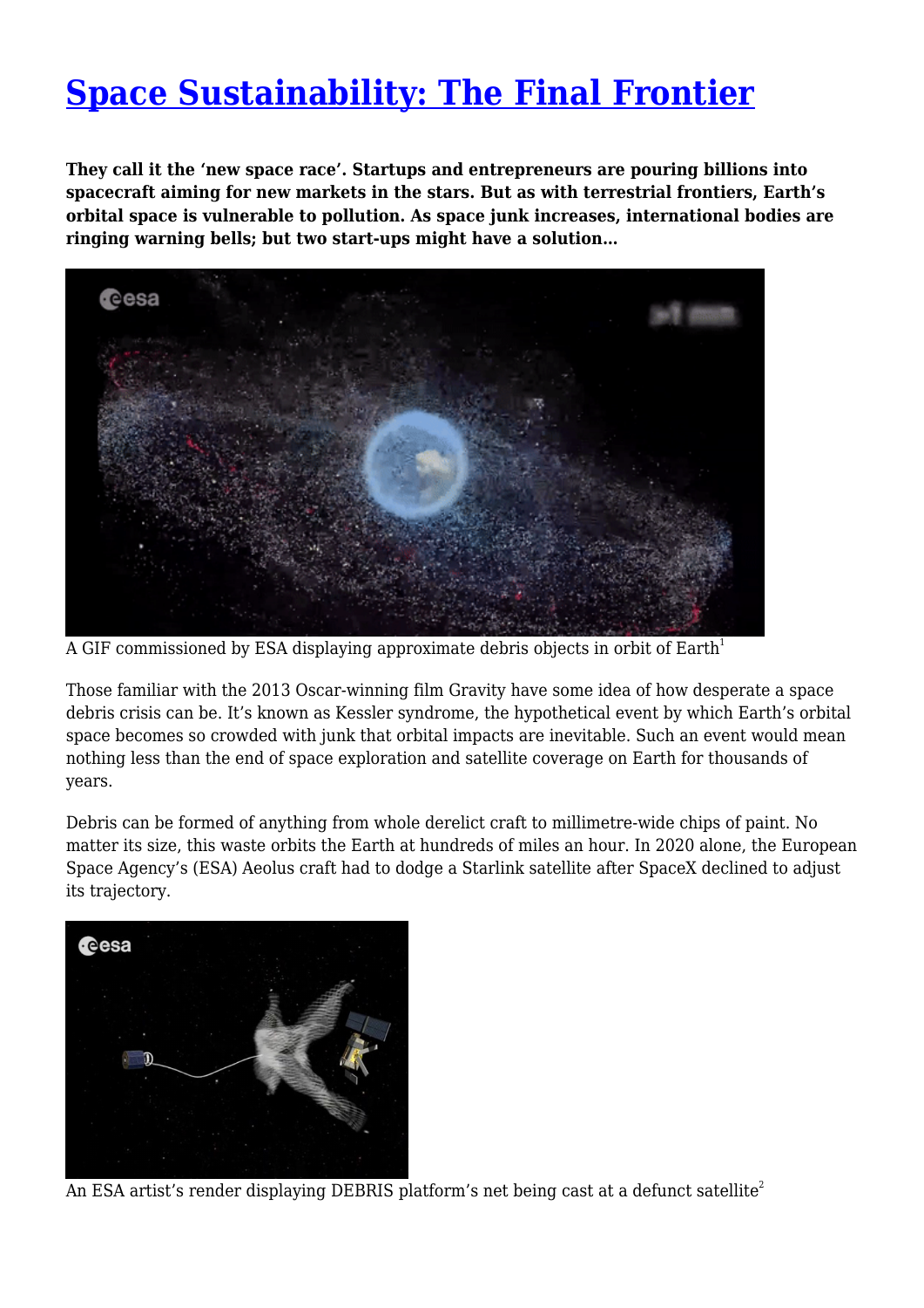# Space Sustainability: The Final Frontier

**They call it the 'new space race'. Startups and entrepreneurs are pouring billions into spacecraft aiming for new markets in the stars. But as with terrestrial frontiers, Earth's orbital space is vulnerable to pollution. As space junk increases, international bodies are ringing warning bells; but two start-ups might have a solution…**

A GIF commissioned by ESA displaying approximate debris objects in orbit of Earth[1]

Those familiar with the 2013 Oscar-winning film Gravity have some idea of how desperate a space debris crisis can be. It's known as Kessler syndrome, the hypothetical event by which Earth's orbital space becomes so crowded with junk that orbital impacts are inevitable. Such an event would mean nothing less than the end of space exploration and satellite coverage on Earth for thousands of years.

Debris can be formed of anything from whole derelict craft to millimetre-wide chips of paint. No matter its size, this waste orbits the Earth at hundreds of miles an hour. In 2020 alone, the European Space Agency's (ESA) Aeolus craft had to dodge a Starlink satellite after SpaceX declined to adjust its trajectory.

An ESA artist's render displaying DEBRIS platform's net being cast at a defunct satellite[2]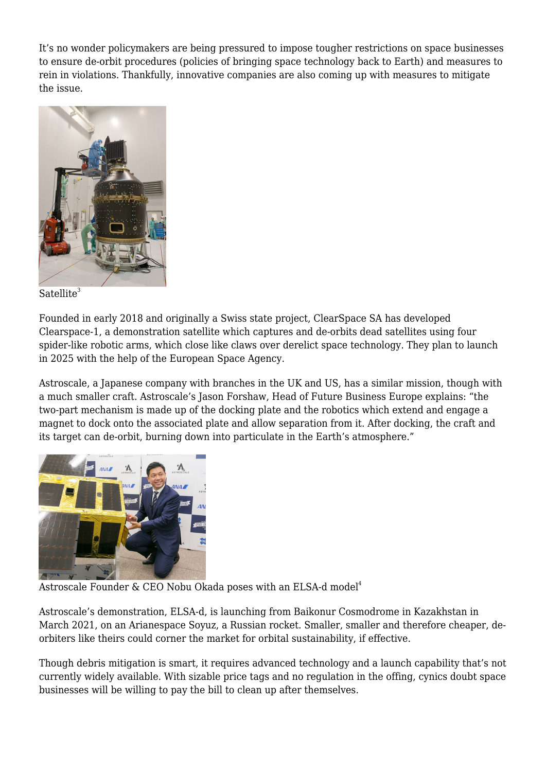It's no wonder policymakers are being pressured to impose tougher restrictions on space businesses to ensure de-orbit procedures (policies of bringing space technology back to Earth) and measures to rein in violations. Thankfully, innovative companies are also coming up with measures to mitigate the issue.

Satellite[3]

Founded in early 2018 and originally a Swiss state project, ClearSpace SA has developed Clearspace-1, a demonstration satellite which captures and de-orbits dead satellites using four spider-like robotic arms, which close like claws over derelict space technology. They plan to launch in 2025 with the help of the European Space Agency.

Astroscale, a Japanese company with branches in the UK and US, has a similar mission, though with a much smaller craft. Astroscale's Jason Forshaw, Head of Future Business Europe explains: "the two-part mechanism is made up of the docking plate and the robotics which extend and engage a magnet to dock onto the associated plate and allow separation from it. After docking, the craft and its target can de-orbit, burning down into particulate in the Earth's atmosphere."

Astroscale Founder & CEO Nobu Okada poses with an ELSA-d model[4]

Astroscale's demonstration, ELSA-d, is launching from Baikonur Cosmodrome in Kazakhstan in March 2021, on an Arianespace Soyuz, a Russian rocket. Smaller, smaller and therefore cheaper, de-orbiters like theirs could corner the market for orbital sustainability, if effective.

Though debris mitigation is smart, it requires advanced technology and a launch capability that's not currently widely available. With sizable price tags and no regulation in the offing, cynics doubt space businesses will be willing to pay the bill to clean up after themselves.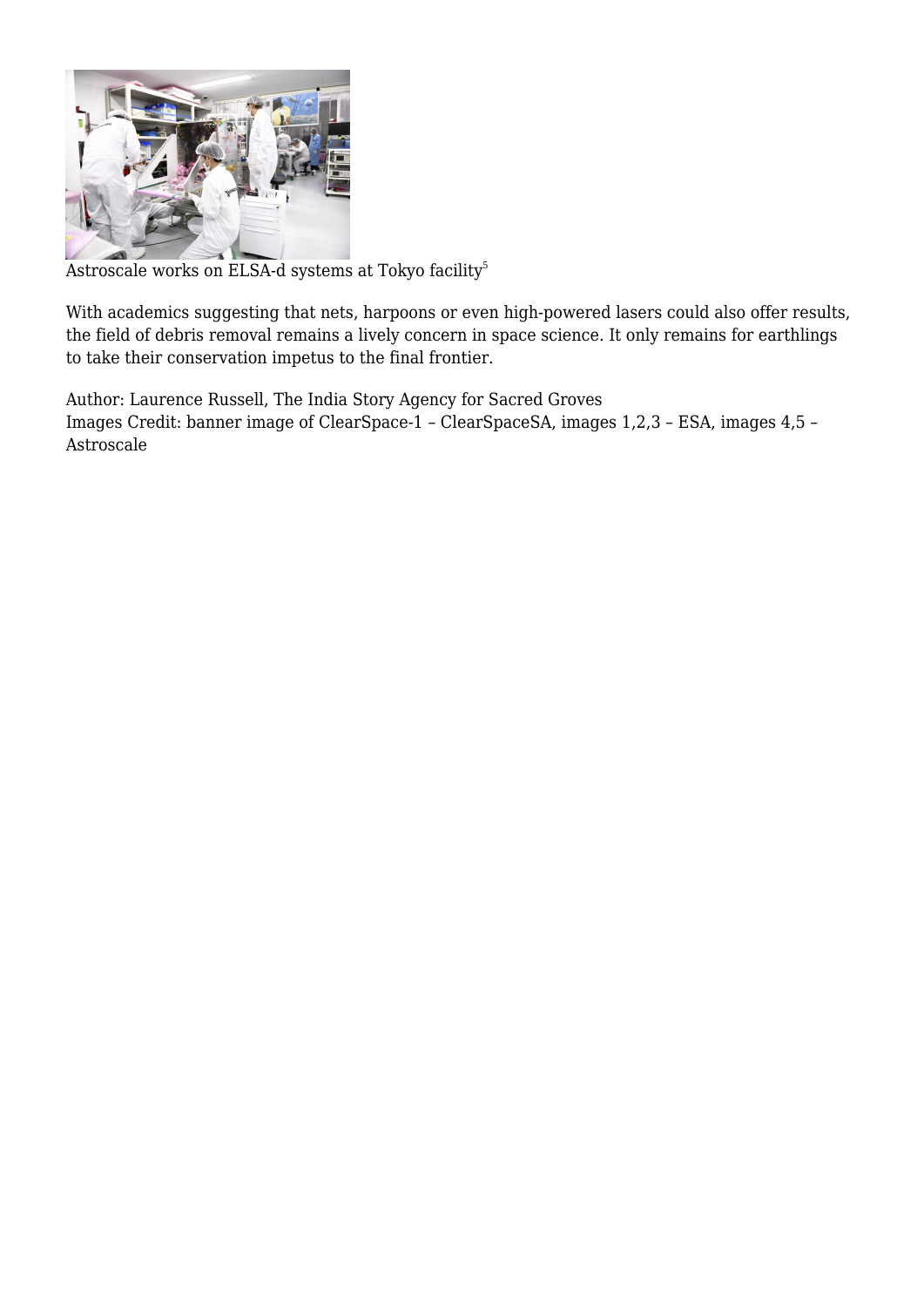Astroscale works on ELSA-d systems at Tokyo facility[5]

With academics suggesting that nets, harpoons or even high-powered lasers could also offer results, the field of debris removal remains a lively concern in space science. It only remains for earthlings to take their conservation impetus to the final frontier.

Author: Laurence Russell, The India Story Agency for Sacred Groves
Images Credit: banner image of ClearSpace-1 – ClearSpaceSA, images 1,2,3 – ESA, images 4,5 – Astroscale